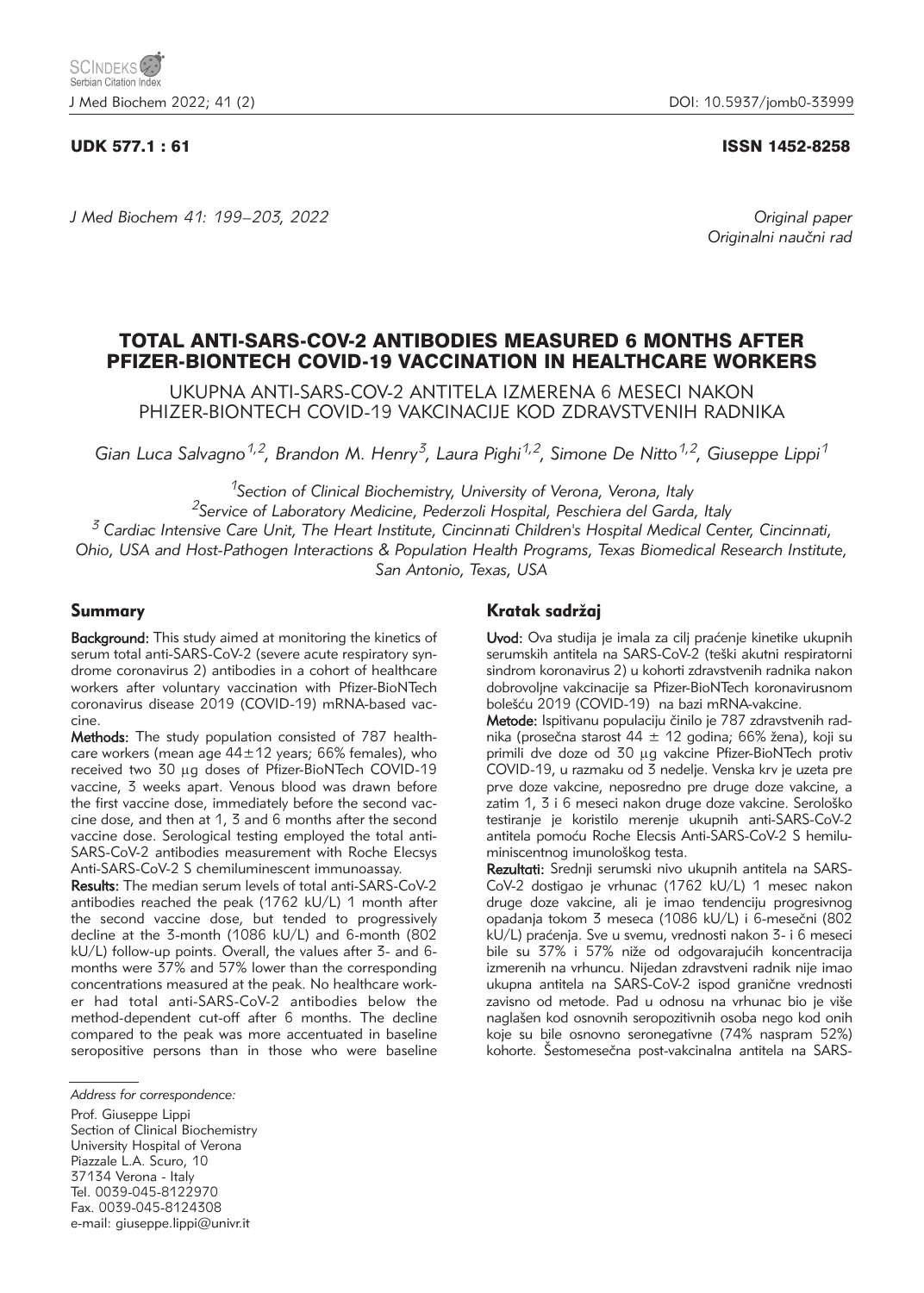UDK 577.1 : 61

ISSN 1452-8258

Original paper
Originalni naučni rad

# TOTAL ANTI-SARS-COV-2 ANTIBODIES MEASURED 6 MONTHS AFTER PFIZER-BIONTECH COVID-19 VACCINATION IN HEALTHCARE WORKERS

## UKUPNA ANTI-SARS-COV-2 ANTITELA IZMERENA 6 MESECI NAKON PHIZER-BIONTECH COVID-19 VAKCINACIJE KOD ZDRAVSTVENIH RADNIKA

*Gian Luca Salvagno[1,2], Brandon M. Henry[3], Laura Pighi[1,2], Simone De Nitto[1,2], Giuseppe Lippi[1]*

[1]*Section of Clinical Biochemistry, University of Verona, Verona, Italy*
[2]*Service of Laboratory Medicine, Pederzoli Hospital, Peschiera del Garda, Italy*
[3] *Cardiac Intensive Care Unit, The Heart Institute, Cincinnati Children's Hospital Medical Center, Cincinnati, Ohio, USA and Host-Pathogen Interactions & Population Health Programs, Texas Biomedical Research Institute, San Antonio, Texas, USA*

## Summary

**Background:** This study aimed at monitoring the kinetics of serum total anti-SARS-CoV-2 (severe acute respiratory syndrome coronavirus 2) antibodies in a cohort of healthcare workers after voluntary vaccination with Pfizer-BioNTech coronavirus disease 2019 (COVID-19) mRNA-based vaccine.

**Methods:** The study population consisted of 787 healthcare workers (mean age 44±12 years; 66% females), who received two 30 μg doses of Pfizer-BioNTech COVID-19 vaccine, 3 weeks apart. Venous blood was drawn before the first vaccine dose, immediately before the second vaccine dose, and then at 1, 3 and 6 months after the second vaccine dose. Serological testing employed the total anti-SARS-CoV-2 antibodies measurement with Roche Elecsys Anti-SARS-CoV-2 S chemiluminescent immunoassay.

**Results:** The median serum levels of total anti-SARS-CoV-2 antibodies reached the peak (1762 kU/L) 1 month after the second vaccine dose, but tended to progressively decline at the 3-month (1086 kU/L) and 6-month (802 kU/L) follow-up points. Overall, the values after 3- and 6-months were 37% and 57% lower than the corresponding concentrations measured at the peak. No healthcare worker had total anti-SARS-CoV-2 antibodies below the method-dependent cut-off after 6 months. The decline compared to the peak was more accentuated in baseline seropositive persons than in those who were baseline

## Kratak sadržaj

**Uvod:** Ova studija je imala za cilj praćenje kinetike ukupnih serumskih antitela na SARS-CoV-2 (teški akutni respiratorni sindrom koronavirus 2) u kohorti zdravstvenih radnika nakon dobrovoljne vakcinacije sa Pfizer-BioNTech koronavirusnom bolešću 2019 (COVID-19) na bazi mRNA-vakcine.

**Metode:** Ispitivanu populaciju činilo je 787 zdravstvenih radnika (prosečna starost 44 ± 12 godina; 66% žena), koji su primili dve doze od 30 μg vakcine Pfizer-BioNTech protiv COVID-19, u razmaku od 3 nedelje. Venska krv je uzeta pre prve doze vakcine, neposredno pre druge doze vakcine, a zatim 1, 3 i 6 meseci nakon druge doze vakcine. Serološko testiranje je koristilo merenje ukupnih anti-SARS-CoV-2 antitela pomoću Roche Elecsis Anti-SARS-CoV-2 S hemiluminiscentnog imunološkog testa.

**Rezultati:** Srednji serumski nivo ukupnih antitela na SARS-CoV-2 dostigao je vrhunac (1762 kU/L) 1 mesec nakon druge doze vakcine, ali je imao tendenciju progresivnog opadanja tokom 3 meseca (1086 kU/L) i 6-mesečni (802 kU/L) praćenja. Sve u svemu, vrednosti nakon 3- i 6 meseci bile su 37% i 57% niže od odgovarajućih koncentracija izmerenih na vrhuncu. Nijedan zdravstveni radnik nije imao ukupna antitela na SARS-CoV-2 ispod granične vrednosti zavisno od metode. Pad u odnosu na vrhunac bio je više naglašen kod osnovnih seropozitivnih osoba nego kod onih koje su bile osnovno seronegativne (74% naspram 52%) kohorte. Šestomesečna post-vakcinalna antitela na SARS-

*Address for correspondence:*

Prof. Giuseppe Lippi
Section of Clinical Biochemistry
University Hospital of Verona
Piazzale L.A. Scuro, 10
37134 Verona - Italy
Tel. 0039-045-8122970
Fax. 0039-045-8124308
e-mail: giuseppe.lippi@univr.it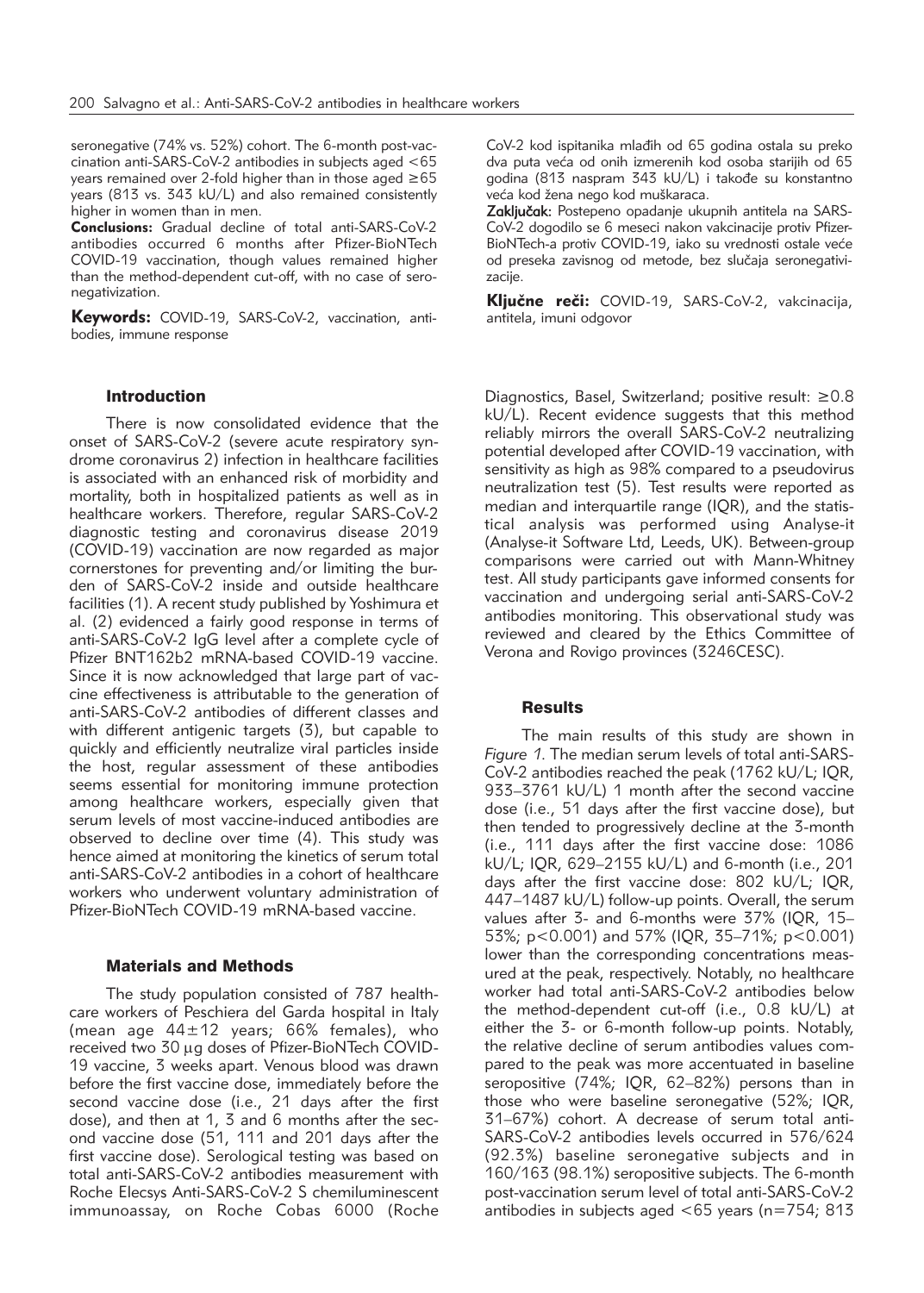seronegative (74% vs. 52%) cohort. The 6-month post-vaccination anti-SARS-CoV-2 antibodies in subjects aged <65 years remained over 2-fold higher than in those aged ≥65 years (813 vs. 343 kU/L) and also remained consistently higher in women than in men.

**Conclusions:** Gradual decline of total anti-SARS-CoV-2 antibodies occurred 6 months after Pfizer-BioNTech COVID-19 vaccination, though values remained higher than the method-dependent cut-off, with no case of seronegativization.

**Keywords:** COVID-19, SARS-CoV-2, vaccination, antibodies, immune response

CoV-2 kod ispitanika mlađih od 65 godina ostala su preko dva puta veća od onih izmerenih kod osoba starijih od 65 godina (813 naspram 343 kU/L) i takođe su konstantno veća kod žena nego kod muškaraca.

**Zaključak:** Postepeno opadanje ukupnih antitela na SARS-CoV-2 dogodilo se 6 meseci nakon vakcinacije protiv Pfizer-BioNTech-a protiv COVID-19, iako su vrednosti ostale veće od preseka zavisnog od metode, bez slučaja seronegativizacije.

**Ključne reči:** COVID-19, SARS-CoV-2, vakcinacija, antitela, imuni odgovor

## Introduction

There is now consolidated evidence that the onset of SARS-CoV-2 (severe acute respiratory syndrome coronavirus 2) infection in healthcare facilities is associated with an enhanced risk of morbidity and mortality, both in hospitalized patients as well as in healthcare workers. Therefore, regular SARS-CoV-2 diagnostic testing and coronavirus disease 2019 (COVID-19) vaccination are now regarded as major cornerstones for preventing and/or limiting the burden of SARS-CoV-2 inside and outside healthcare facilities (1). A recent study published by Yoshimura et al. (2) evidenced a fairly good response in terms of anti-SARS-CoV-2 IgG level after a complete cycle of Pfizer BNT162b2 mRNA-based COVID-19 vaccine. Since it is now acknowledged that large part of vaccine effectiveness is attributable to the generation of anti-SARS-CoV-2 antibodies of different classes and with different antigenic targets (3), but capable to quickly and efficiently neutralize viral particles inside the host, regular assessment of these antibodies seems essential for monitoring immune protection among healthcare workers, especially given that serum levels of most vaccine-induced antibodies are observed to decline over time (4). This study was hence aimed at monitoring the kinetics of serum total anti-SARS-CoV-2 antibodies in a cohort of healthcare workers who underwent voluntary administration of Pfizer-BioNTech COVID-19 mRNA-based vaccine.

## Materials and Methods

The study population consisted of 787 healthcare workers of Peschiera del Garda hospital in Italy (mean age 44±12 years; 66% females), who received two 30 μg doses of Pfizer-BioNTech COVID-19 vaccine, 3 weeks apart. Venous blood was drawn before the first vaccine dose, immediately before the second vaccine dose (i.e., 21 days after the first dose), and then at 1, 3 and 6 months after the second vaccine dose (51, 111 and 201 days after the first vaccine dose). Serological testing was based on total anti-SARS-CoV-2 antibodies measurement with Roche Elecsys Anti-SARS-CoV-2 S chemiluminescent immunoassay, on Roche Cobas 6000 (Roche Diagnostics, Basel, Switzerland; positive result: ≥0.8 kU/L). Recent evidence suggests that this method reliably mirrors the overall SARS-CoV-2 neutralizing potential developed after COVID-19 vaccination, with sensitivity as high as 98% compared to a pseudovirus neutralization test (5). Test results were reported as median and interquartile range (IQR), and the statistical analysis was performed using Analyse-it (Analyse-it Software Ltd, Leeds, UK). Between-group comparisons were carried out with Mann-Whitney test. All study participants gave informed consents for vaccination and undergoing serial anti-SARS-CoV-2 antibodies monitoring. This observational study was reviewed and cleared by the Ethics Committee of Verona and Rovigo provinces (3246CESC).

## Results

The main results of this study are shown in *Figure 1*. The median serum levels of total anti-SARS-CoV-2 antibodies reached the peak (1762 kU/L; IQR, 933–3761 kU/L) 1 month after the second vaccine dose (i.e., 51 days after the first vaccine dose), but then tended to progressively decline at the 3-month (i.e., 111 days after the first vaccine dose: 1086 kU/L; IQR, 629–2155 kU/L) and 6-month (i.e., 201 days after the first vaccine dose: 802 kU/L; IQR, 447–1487 kU/L) follow-up points. Overall, the serum values after 3- and 6-months were 37% (IQR, 15–53%; $p<0.001$) and 57% (IQR, 35–71%; $p<0.001$) lower than the corresponding concentrations measured at the peak, respectively. Notably, no healthcare worker had total anti-SARS-CoV-2 antibodies below the method-dependent cut-off (i.e., 0.8 kU/L) at either the 3- or 6-month follow-up points. Notably, the relative decline of serum antibodies values compared to the peak was more accentuated in baseline seropositive (74%; IQR, 62–82%) persons than in those who were baseline seronegative (52%; IQR, 31–67%) cohort. A decrease of serum total anti-SARS-CoV-2 antibodies levels occurred in 576/624 (92.3%) baseline seronegative subjects and in 160/163 (98.1%) seropositive subjects. The 6-month post-vaccination serum level of total anti-SARS-CoV-2 antibodies in subjects aged <65 years (n=754; 813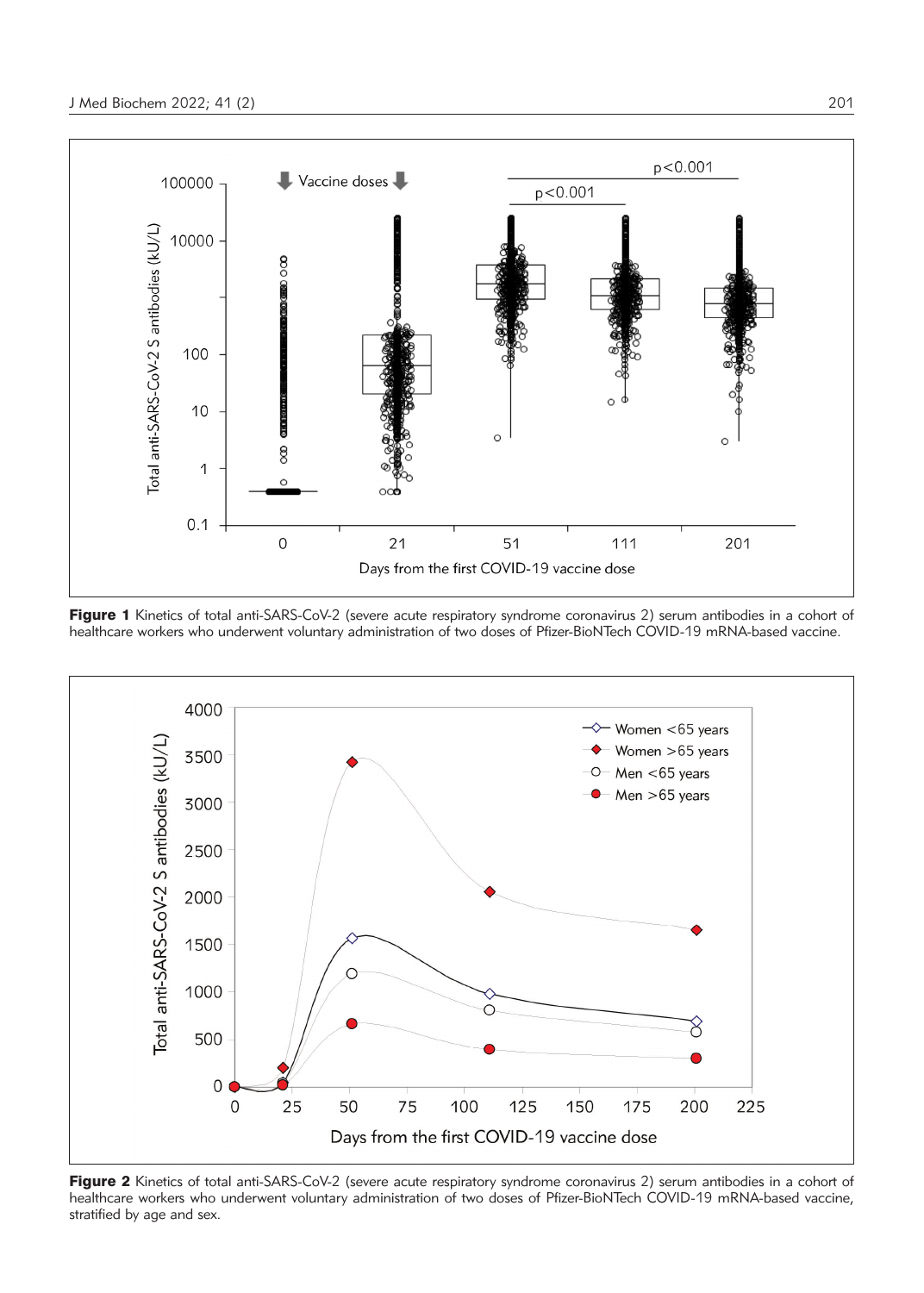**Figure 1** Kinetics of total anti-SARS-CoV-2 (severe acute respiratory syndrome coronavirus 2) serum antibodies in a cohort of healthcare workers who underwent voluntary administration of two doses of Pfizer-BioNTech COVID-19 mRNA-based vaccine.

**Figure 2** Kinetics of total anti-SARS-CoV-2 (severe acute respiratory syndrome coronavirus 2) serum antibodies in a cohort of healthcare workers who underwent voluntary administration of two doses of Pfizer-BioNTech COVID-19 mRNA-based vaccine, stratified by age and sex.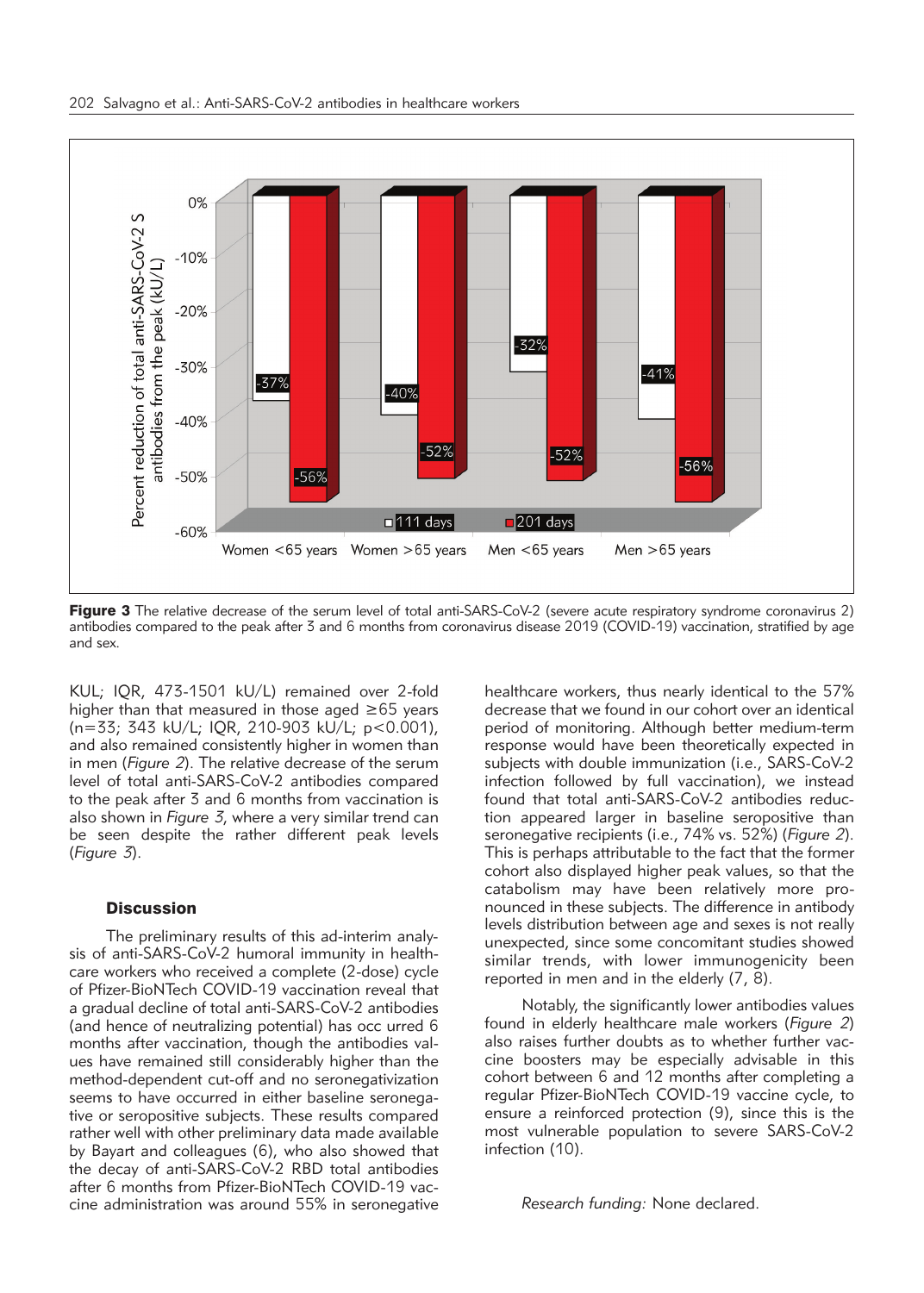**Figure 3** The relative decrease of the serum level of total anti-SARS-CoV-2 (severe acute respiratory syndrome coronavirus 2) antibodies compared to the peak after 3 and 6 months from coronavirus disease 2019 (COVID-19) vaccination, stratified by age and sex.

KUL; IQR, 473-1501 kU/L) remained over 2-fold higher than that measured in those aged ≥65 years (n=33; 343 kU/L; IQR, 210-903 kU/L; p<0.001), and also remained consistently higher in women than in men (*Figure 2*). The relative decrease of the serum level of total anti-SARS-CoV-2 antibodies compared to the peak after 3 and 6 months from vaccination is also shown in *Figure 3*, where a very similar trend can be seen despite the rather different peak levels (*Figure 3*).

## Discussion

The preliminary results of this ad-interim analysis of anti-SARS-CoV-2 humoral immunity in healthcare workers who received a complete (2-dose) cycle of Pfizer-BioNTech COVID-19 vaccination reveal that a gradual decline of total anti-SARS-CoV-2 antibodies (and hence of neutralizing potential) has occ urred 6 months after vaccination, though the antibodies values have remained still considerably higher than the method-dependent cut-off and no seronegativization seems to have occurred in either baseline seronegative or seropositive subjects. These results compared rather well with other preliminary data made available by Bayart and colleagues (6), who also showed that the decay of anti-SARS-CoV-2 RBD total antibodies after 6 months from Pfizer-BioNTech COVID-19 vaccine administration was around 55% in seronegative healthcare workers, thus nearly identical to the 57% decrease that we found in our cohort over an identical period of monitoring. Although better medium-term response would have been theoretically expected in subjects with double immunization (i.e., SARS-CoV-2 infection followed by full vaccination), we instead found that total anti-SARS-CoV-2 antibodies reduction appeared larger in baseline seropositive than seronegative recipients (i.e., 74% vs. 52%) (*Figure 2*). This is perhaps attributable to the fact that the former cohort also displayed higher peak values, so that the catabolism may have been relatively more pronounced in these subjects. The difference in antibody levels distribution between age and sexes is not really unexpected, since some concomitant studies showed similar trends, with lower immunogenicity been reported in men and in the elderly (7, 8).

Notably, the significantly lower antibodies values found in elderly healthcare male workers (*Figure 2*) also raises further doubts as to whether further vaccine boosters may be especially advisable in this cohort between 6 and 12 months after completing a regular Pfizer-BioNTech COVID-19 vaccine cycle, to ensure a reinforced protection (9), since this is the most vulnerable population to severe SARS-CoV-2 infection (10).

*Research funding:* None declared.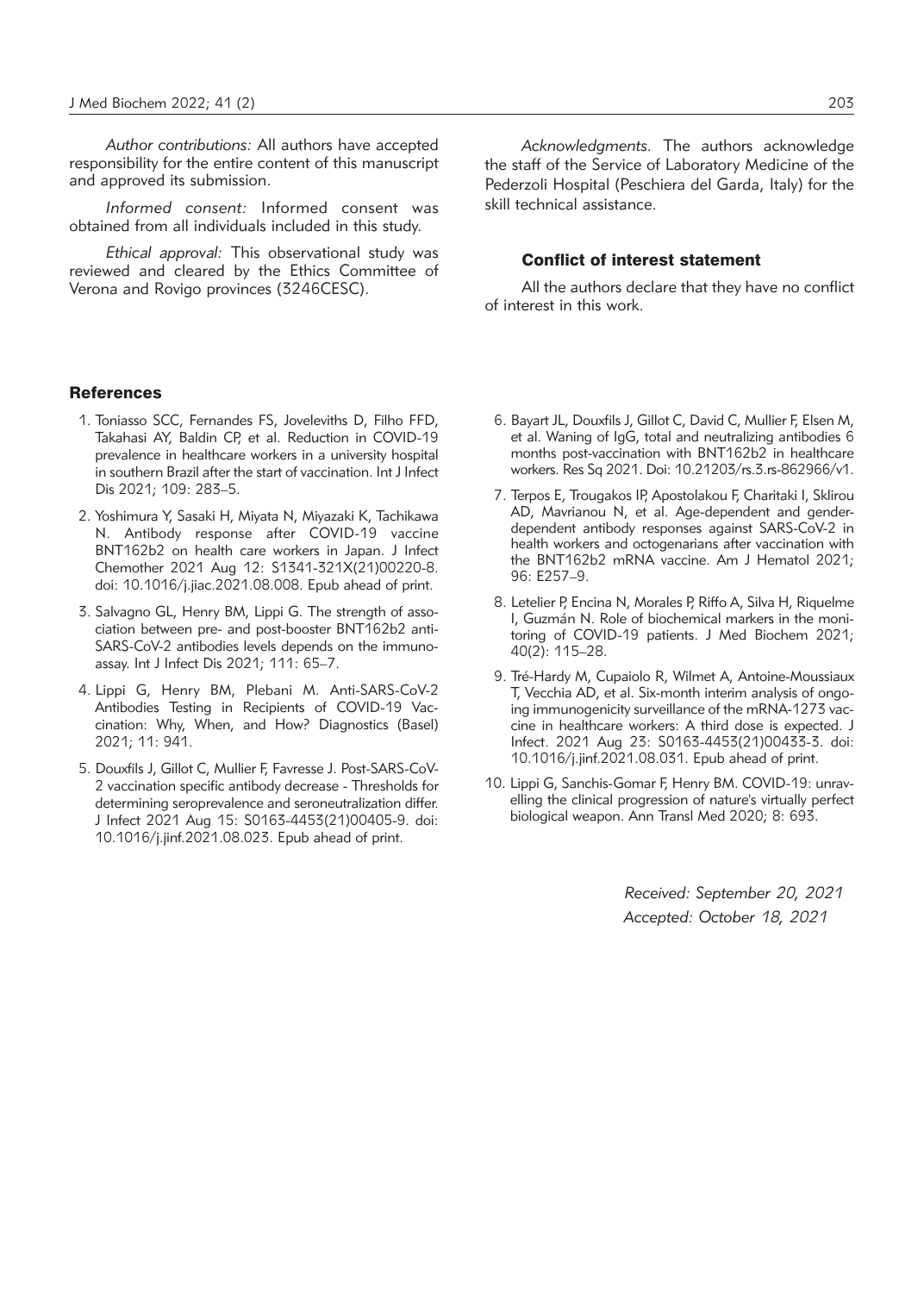*Author contributions:* All authors have accepted responsibility for the entire content of this manuscript and approved its submission.

*Informed consent:* Informed consent was obtained from all individuals included in this study.

*Ethical approval:* This observational study was reviewed and cleared by the Ethics Committee of Verona and Rovigo provinces (3246CESC).

*Acknowledgments.* The authors acknowledge the staff of the Service of Laboratory Medicine of the Pederzoli Hospital (Peschiera del Garda, Italy) for the skill technical assistance.

### Conflict of interest statement

All the authors declare that they have no conflict of interest in this work.

### References

1. Toniasso SCC, Fernandes FS, Joveleviths D, Filho FFD, Takahasi AY, Baldin CP, et al. Reduction in COVID-19 prevalence in healthcare workers in a university hospital in southern Brazil after the start of vaccination. Int J Infect Dis 2021; 109: 283–5.
2. Yoshimura Y, Sasaki H, Miyata N, Miyazaki K, Tachikawa N. Antibody response after COVID-19 vaccine BNT162b2 on health care workers in Japan. J Infect Chemother 2021 Aug 12: S1341-321X(21)00220-8. doi: 10.1016/j.jiac.2021.08.008. Epub ahead of print.
3. Salvagno GL, Henry BM, Lippi G. The strength of association between pre- and post-booster BNT162b2 anti-SARS-CoV-2 antibodies levels depends on the immunoassay. Int J Infect Dis 2021; 111: 65–7.
4. Lippi G, Henry BM, Plebani M. Anti-SARS-CoV-2 Antibodies Testing in Recipients of COVID-19 Vaccination: Why, When, and How? Diagnostics (Basel) 2021; 11: 941.
5. Douxfils J, Gillot C, Mullier F, Favresse J. Post-SARS-CoV-2 vaccination specific antibody decrease - Thresholds for determining seroprevalence and seroneutralization differ. J Infect 2021 Aug 15: S0163-4453(21)00405-9. doi: 10.1016/j.jinf.2021.08.023. Epub ahead of print.
6. Bayart JL, Douxfils J, Gillot C, David C, Mullier F, Elsen M, et al. Waning of IgG, total and neutralizing antibodies 6 months post-vaccination with BNT162b2 in healthcare workers. Res Sq 2021. Doi: 10.21203/rs.3.rs-862966/v1.
7. Terpos E, Trougakos IP, Apostolakou F, Charitaki I, Sklirou AD, Mavrianou N, et al. Age-dependent and gender-dependent antibody responses against SARS-CoV-2 in health workers and octogenarians after vaccination with the BNT162b2 mRNA vaccine. Am J Hematol 2021; 96: E257–9.
8. Letelier P, Encina N, Morales P, Riffo A, Silva H, Riquelme I, Guzmán N. Role of biochemical markers in the monitoring of COVID-19 patients. J Med Biochem 2021; 40(2): 115–28.
9. Tré-Hardy M, Cupaiolo R, Wilmet A, Antoine-Moussiaux T, Vecchia AD, et al. Six-month interim analysis of ongoing immunogenicity surveillance of the mRNA-1273 vaccine in healthcare workers: A third dose is expected. J Infect. 2021 Aug 23: S0163-4453(21)00433-3. doi: 10.1016/j.jinf.2021.08.031. Epub ahead of print.
10. Lippi G, Sanchis-Gomar F, Henry BM. COVID-19: unravelling the clinical progression of nature's virtually perfect biological weapon. Ann Transl Med 2020; 8: 693.

*Received: September 20, 2021*
*Accepted: October 18, 2021*